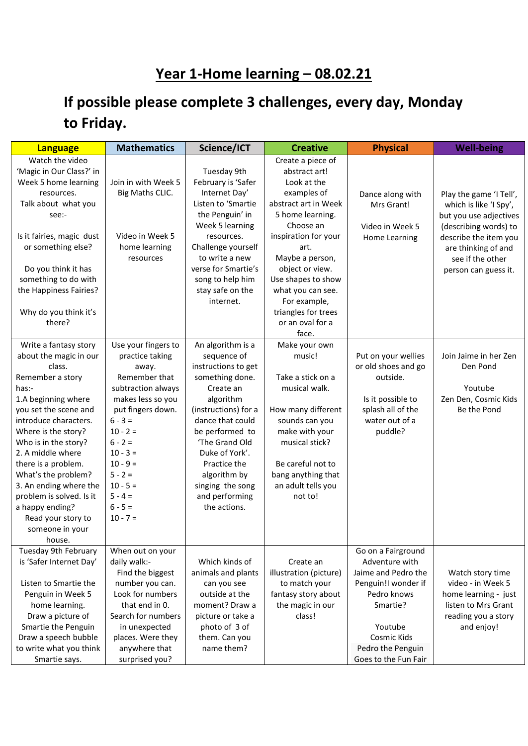# Year 1-Home learning – 08.02.21

## If possible please complete 3 challenges, every day, Monday to Friday.

| Language | Mathematics | Science/ICT | Creative | Physical | Well-being |
|---|---|---|---|---|---|
| Watch the video 'Magic in Our Class?' in Week 5 home learning resources. Talk about what you see:- <br><br> Is it fairies, magic dust or something else? <br><br> Do you think it has something to do with the Happiness Fairies? <br><br> Why do you think it's there? | Join in with Week 5 Big Maths CLIC. <br><br> Video in Week 5 home learning resources | Tuesday 9th February is 'Safer Internet Day' Listen to 'Smartie the Penguin' in Week 5 learning resources. Challenge yourself to write a new verse for Smartie's song to help him stay safe on the internet. | Create a piece of abstract art! Look at the examples of abstract art in Week 5 home learning. Choose an inspiration for your art. Maybe a person, object or view. Use shapes to show what you can see. For example, triangles for trees or an oval for a face. | Dance along with Mrs Grant! <br><br> Video in Week 5 Home Learning | Play the game 'I Tell', which is like 'I Spy', but you use adjectives (describing words) to describe the item you are thinking of and see if the other person can guess it. |
| Write a fantasy story about the magic in our class. Remember a story has:- <br> 1.A beginning where you set the scene and introduce characters. Where is the story? Who is in the story? <br> 2. A middle where there is a problem. What's the problem? <br> 3. An ending where the problem is solved. Is it a happy ending? <br> Read your story to someone in your house. | Use your fingers to practice taking away. Remember that subtraction always makes less so you put fingers down. <br> 6 - 3 = <br> 10 - 2 = <br> 6 - 2 = <br> 10 - 3 = <br> 10 - 9 = <br> 5 - 2 = <br> 10 - 5 = <br> 5 - 4 = <br> 6 - 5 = <br> 10 - 7 = | An algorithm is a sequence of instructions to get something done. Create an algorithm (instructions) for a dance that could be performed to 'The Grand Old Duke of York'. Practice the algorithm by singing the song and performing the actions. | Make your own music! <br><br> Take a stick on a musical walk. <br><br> How many different sounds can you make with your musical stick? <br><br> Be careful not to bang anything that an adult tells you not to! | Put on your wellies or old shoes and go outside. <br><br> Is it possible to splash all of the water out of a puddle? | Join Jaime in her Zen Den Pond <br><br> Youtube <br> Zen Den, Cosmic Kids Be the Pond |
| Tuesday 9th February is 'Safer Internet Day' <br><br> Listen to Smartie the Penguin in Week 5 home learning. Draw a picture of Smartie the Penguin Draw a speech bubble to write what you think Smartie says. | When out on your daily walk:- Find the biggest number you can. Look for numbers that end in 0. Search for numbers in unexpected places. Were they anywhere that surprised you? | Which kinds of animals and plants can you see outside at the moment? Draw a picture or take a photo of 3 of them. Can you name them? | Create an illustration (picture) to match your fantasy story about the magic in our class! | Go on a Fairground Adventure with Jaime and Pedro the Penguin!I wonder if Pedro knows Smartie? <br><br> Youtube <br> Cosmic Kids <br> Pedro the Penguin Goes to the Fun Fair | Watch story time video - in Week 5 home learning - just listen to Mrs Grant reading you a story and enjoy! |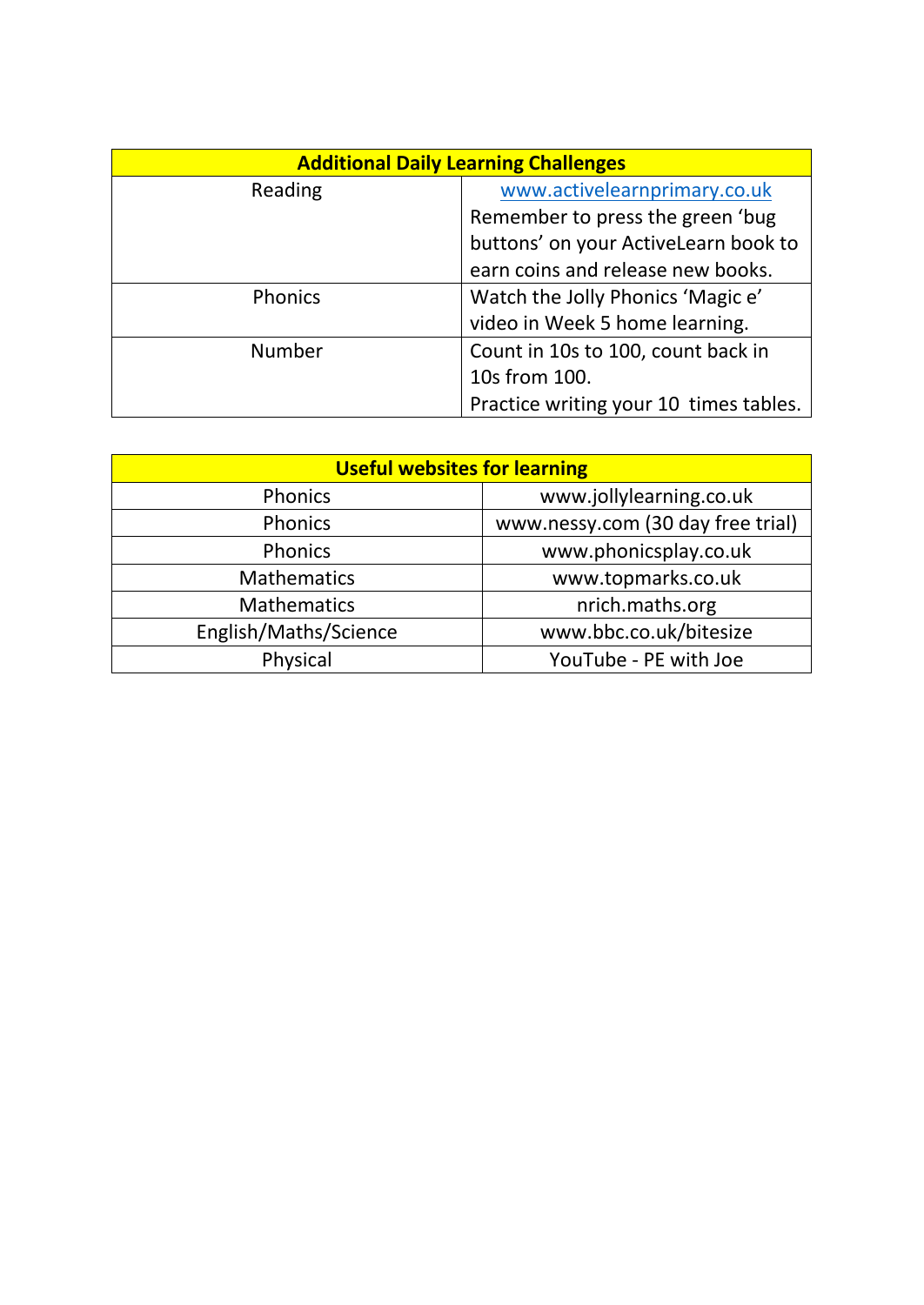| Additional Daily Learning Challenges | |
|---|---|
| Reading | www.activelearnprimary.co.uk<br>Remember to press the green 'bug buttons' on your ActiveLearn book to earn coins and release new books. |
| Phonics | Watch the Jolly Phonics 'Magic e' video in Week 5 home learning. |
| Number | Count in 10s to 100, count back in 10s from 100.<br>Practice writing your 10 times tables. |

| Useful websites for learning | |
|---|---|
| Phonics | www.jollylearning.co.uk |
| Phonics | www.nessy.com (30 day free trial) |
| Phonics | www.phonicsplay.co.uk |
| Mathematics | www.topmarks.co.uk |
| Mathematics | nrich.maths.org |
| English/Maths/Science | www.bbc.co.uk/bitesize |
| Physical | YouTube - PE with Joe |